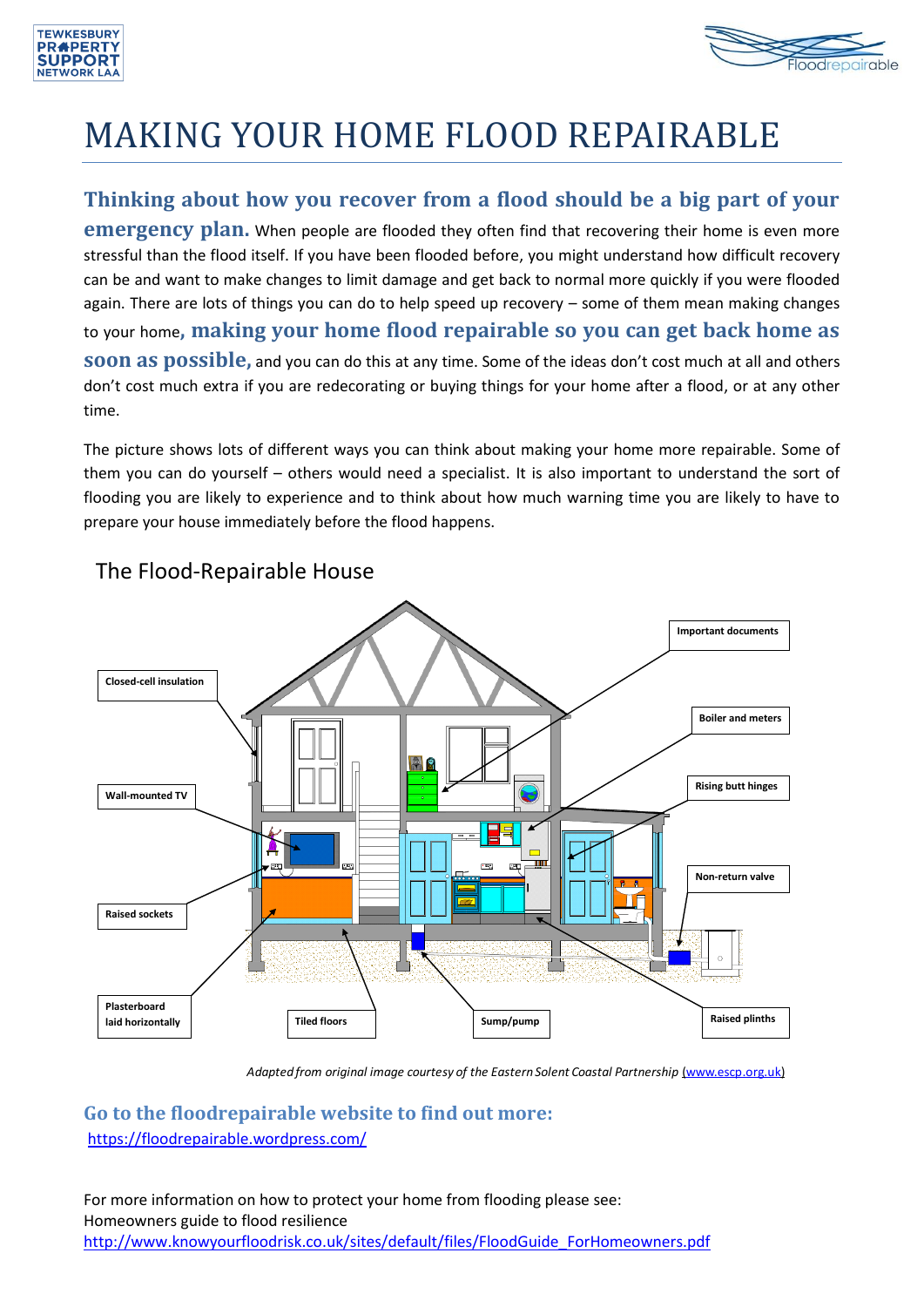# MAKING YOUR HOME FLOOD REPAIRABLE

**Thinking about how you recover from a flood should be a big part of your emergency plan.** When people are flooded they often find that recovering their home is even more stressful than the flood itself. If you have been flooded before, you might understand how difficult recovery can be and want to make changes to limit damage and get back to normal more quickly if you were flooded again. There are lots of things you can do to help speed up recovery – some of them mean making changes to your home**, making your home flood repairable so you can get back home as soon as possible,** and you can do this at any time. Some of the ideas don't cost much at all and others don't cost much extra if you are redecorating or buying things for your home after a flood, or at any other time.

The picture shows lots of different ways you can think about making your home more repairable. Some of them you can do yourself – others would need a specialist. It is also important to understand the sort of flooding you are likely to experience and to think about how much warning time you are likely to have to prepare your house immediately before the flood happens.

## The Flood-Repairable House

- Important documents
- Closed-cell insulation
- Boiler and meters
- Rising butt hinges
- Wall-mounted TV
- Non-return valve
- Raised sockets
- Plasterboard laid horizontally
- Tiled floors
- Sump/pump
- Raised plinths

*Adapted from original image courtesy of the Eastern Solent Coastal Partnership* (www.escp.org.uk)

### Go to the floodrepairable website to find out more:

https://floodrepairable.wordpress.com/

For more information on how to protect your home from flooding please see:
Homeowners guide to flood resilience
http://www.knowyourfloodrisk.co.uk/sites/default/files/FloodGuide_ForHomeowners.pdf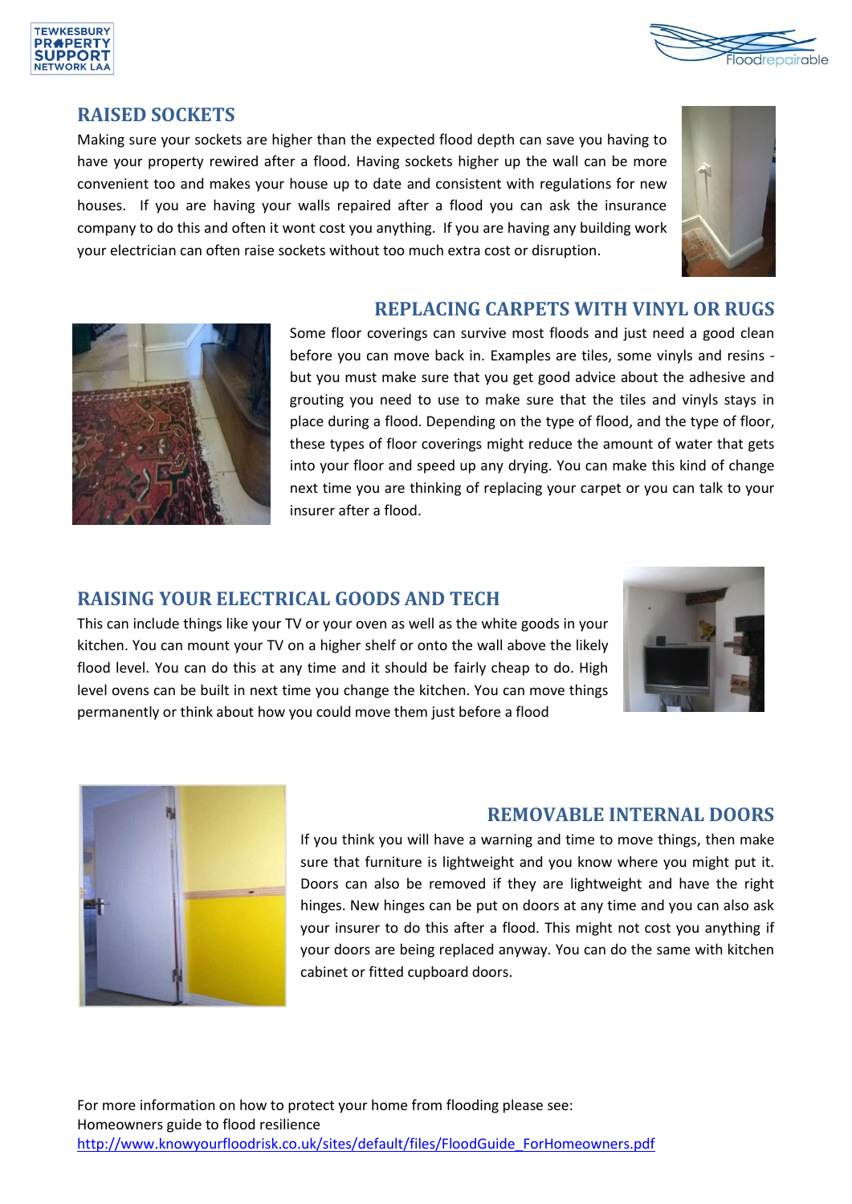## RAISED SOCKETS

Making sure your sockets are higher than the expected flood depth can save you having to have your property rewired after a flood. Having sockets higher up the wall can be more convenient too and makes your house up to date and consistent with regulations for new houses. If you are having your walls repaired after a flood you can ask the insurance company to do this and often it wont cost you anything. If you are having any building work your electrician can often raise sockets without too much extra cost or disruption.

## REPLACING CARPETS WITH VINYL OR RUGS

Some floor coverings can survive most floods and just need a good clean before you can move back in. Examples are tiles, some vinyls and resins - but you must make sure that you get good advice about the adhesive and grouting you need to use to make sure that the tiles and vinyls stays in place during a flood. Depending on the type of flood, and the type of floor, these types of floor coverings might reduce the amount of water that gets into your floor and speed up any drying. You can make this kind of change next time you are thinking of replacing your carpet or you can talk to your insurer after a flood.

## RAISING YOUR ELECTRICAL GOODS AND TECH

This can include things like your TV or your oven as well as the white goods in your kitchen. You can mount your TV on a higher shelf or onto the wall above the likely flood level. You can do this at any time and it should be fairly cheap to do. High level ovens can be built in next time you change the kitchen. You can move things permanently or think about how you could move them just before a flood

## REMOVABLE INTERNAL DOORS

If you think you will have a warning and time to move things, then make sure that furniture is lightweight and you know where you might put it. Doors can also be removed if they are lightweight and have the right hinges. New hinges can be put on doors at any time and you can also ask your insurer to do this after a flood. This might not cost you anything if your doors are being replaced anyway. You can do the same with kitchen cabinet or fitted cupboard doors.

For more information on how to protect your home from flooding please see:
Homeowners guide to flood resilience
http://www.knowyourfloodrisk.co.uk/sites/default/files/FloodGuide_ForHomeowners.pdf